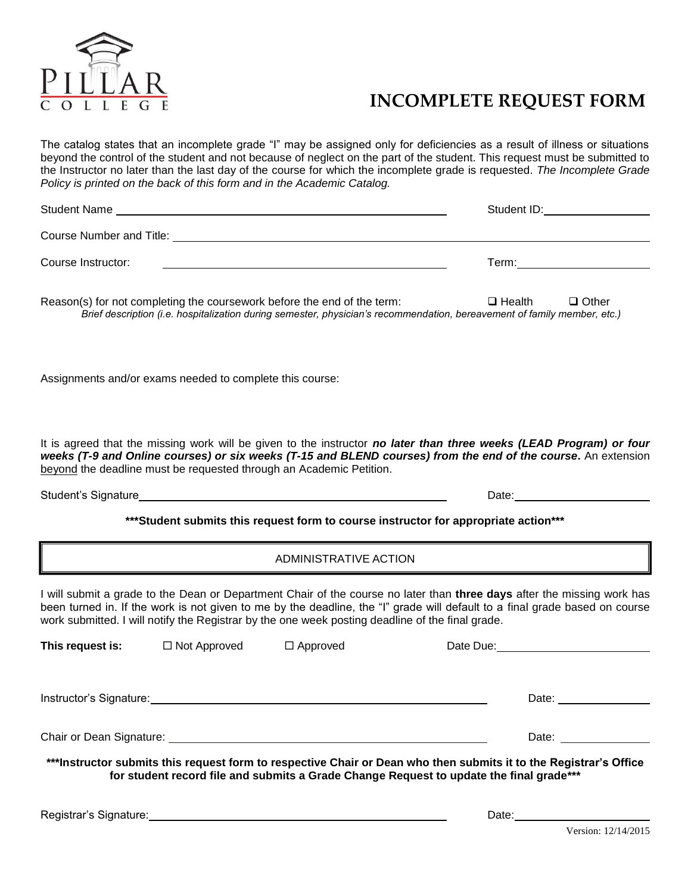PILLAR COLLEGE

# INCOMPLETE REQUEST FORM

The catalog states that an incomplete grade "I" may be assigned only for deficiencies as a result of illness or situations beyond the control of the student and not because of neglect on the part of the student. This request must be submitted to the Instructor no later than the last day of the course for which the incomplete grade is requested. *The Incomplete Grade Policy is printed on the back of this form and in the Academic Catalog.*

Student Name ______________________________ Student ID: ______________

Course Number and Title: ______________________________________________

Course Instructor: ______________________________ Term: ______________

Reason(s) for not completing the coursework before the end of the term: ☐ Health ☐ Other

*Brief description (i.e. hospitalization during semester, physician's recommendation, bereavement of family member, etc.)*

Assignments and/or exams needed to complete this course:

It is agreed that the missing work will be given to the instructor ***no later than three weeks (LEAD Program) or four weeks (T-9 and Online courses) or six weeks (T-15 and BLEND courses) from the end of the course*****.** An extension beyond the deadline must be requested through an Academic Petition.

Student's Signature ______________________________ Date: ______________

**\*\*\*Student submits this request form to course instructor for appropriate action\*\*\***

## ADMINISTRATIVE ACTION

I will submit a grade to the Dean or Department Chair of the course no later than **three days** after the missing work has been turned in. If the work is not given to me by the deadline, the "I" grade will default to a final grade based on course work submitted. I will notify the Registrar by the one week posting deadline of the final grade.

**This request is:** ☐ Not Approved ☐ Approved Date Due: ______________

Instructor's Signature: ______________________________ Date: ______________

Chair or Dean Signature: ______________________________ Date: ______________

**\*\*\*Instructor submits this request form to respective Chair or Dean who then submits it to the Registrar's Office for student record file and submits a Grade Change Request to update the final grade\*\*\***

Registrar's Signature: ______________________________ Date: ______________

Version: 12/14/2015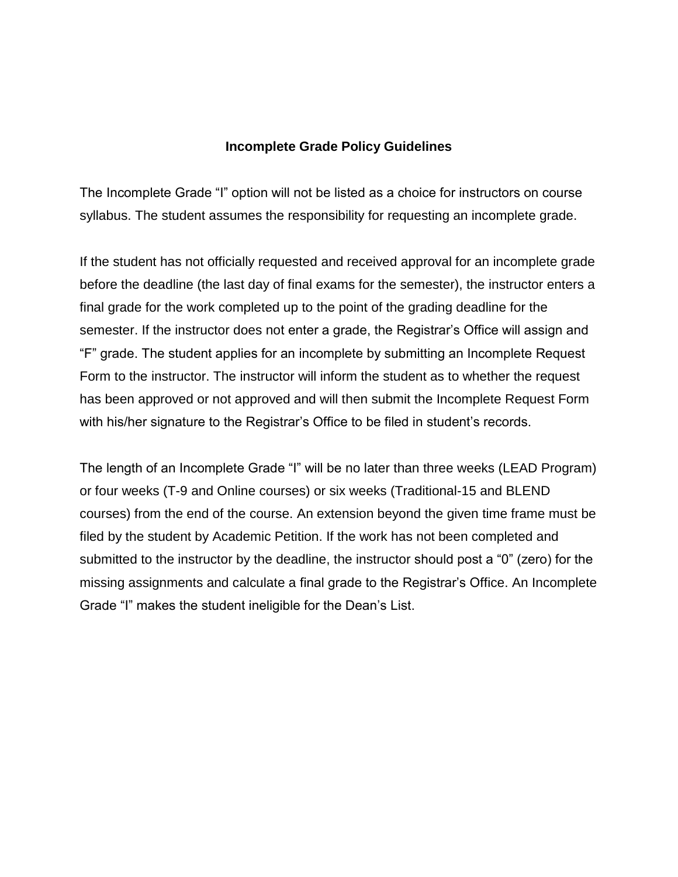## Incomplete Grade Policy Guidelines

The Incomplete Grade "I" option will not be listed as a choice for instructors on course syllabus. The student assumes the responsibility for requesting an incomplete grade.

If the student has not officially requested and received approval for an incomplete grade before the deadline (the last day of final exams for the semester), the instructor enters a final grade for the work completed up to the point of the grading deadline for the semester. If the instructor does not enter a grade, the Registrar's Office will assign and "F" grade. The student applies for an incomplete by submitting an Incomplete Request Form to the instructor. The instructor will inform the student as to whether the request has been approved or not approved and will then submit the Incomplete Request Form with his/her signature to the Registrar's Office to be filed in student's records.

The length of an Incomplete Grade "I" will be no later than three weeks (LEAD Program) or four weeks (T-9 and Online courses) or six weeks (Traditional-15 and BLEND courses) from the end of the course. An extension beyond the given time frame must be filed by the student by Academic Petition. If the work has not been completed and submitted to the instructor by the deadline, the instructor should post a "0" (zero) for the missing assignments and calculate a final grade to the Registrar's Office. An Incomplete Grade "I" makes the student ineligible for the Dean's List.